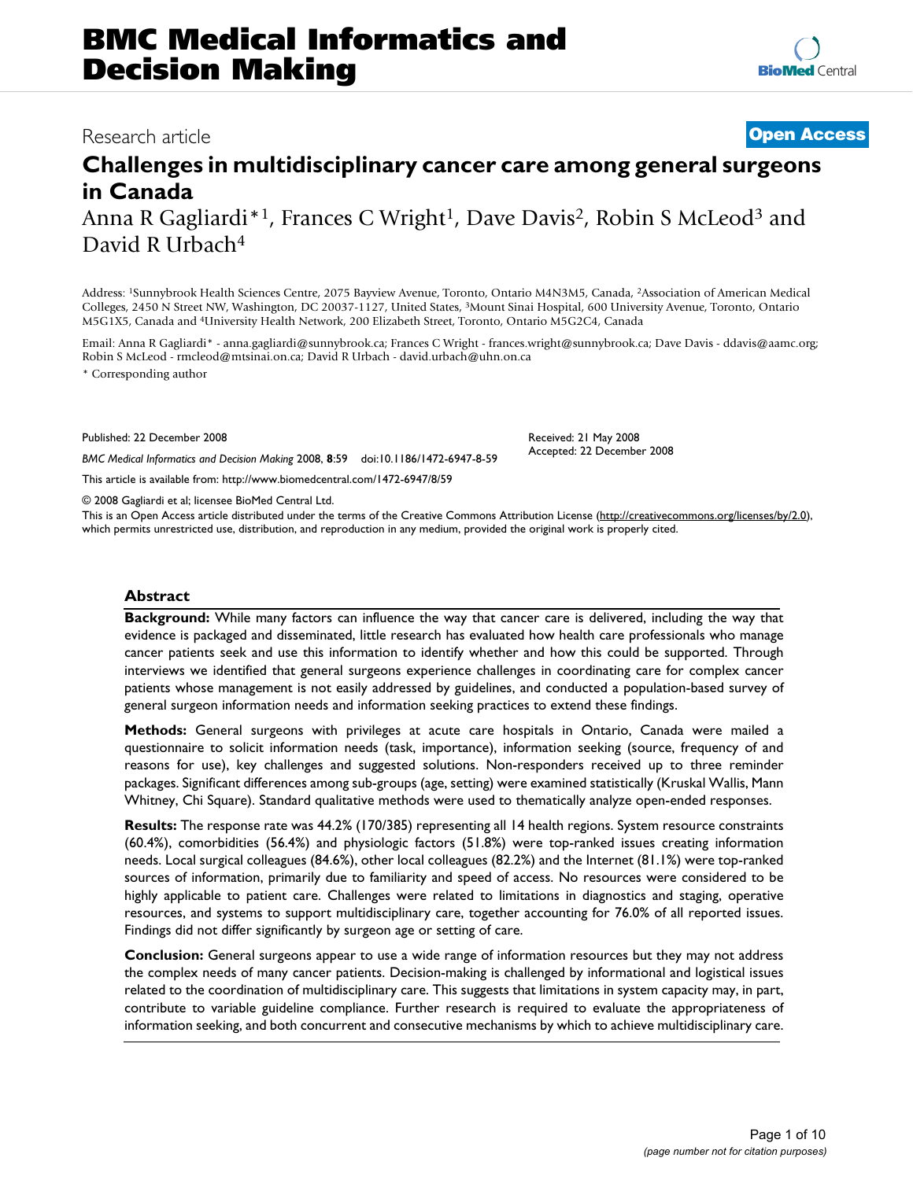# BMC Medical Informatics and Decision Making

Research article

**Open Access**

# Challenges in multidisciplinary cancer care among general surgeons in Canada

Anna R Gagliardi*[1], Frances C Wright[1], Dave Davis[2], Robin S McLeod[3] and David R Urbach[4]

Address: [1]Sunnybrook Health Sciences Centre, 2075 Bayview Avenue, Toronto, Ontario M4N3M5, Canada, [2]Association of American Medical Colleges, 2450 N Street NW, Washington, DC 20037-1127, United States, [3]Mount Sinai Hospital, 600 University Avenue, Toronto, Ontario M5G1X5, Canada and [4]University Health Network, 200 Elizabeth Street, Toronto, Ontario M5G2C4, Canada

Email: Anna R Gagliardi* - anna.gagliardi@sunnybrook.ca; Frances C Wright - frances.wright@sunnybrook.ca; Dave Davis - ddavis@aamc.org; Robin S McLeod - rmcleod@mtsinai.on.ca; David R Urbach - david.urbach@uhn.on.ca

\* Corresponding author

Published: 22 December 2008

*BMC Medical Informatics and Decision Making* 2008, **8**:59 doi:10.1186/1472-6947-8-59

Received: 21 May 2008

Accepted: 22 December 2008

This article is available from: http://www.biomedcentral.com/1472-6947/8/59

© 2008 Gagliardi et al; licensee BioMed Central Ltd.

This is an Open Access article distributed under the terms of the Creative Commons Attribution License (http://creativecommons.org/licenses/by/2.0), which permits unrestricted use, distribution, and reproduction in any medium, provided the original work is properly cited.

## Abstract

**Background:** While many factors can influence the way that cancer care is delivered, including the way that evidence is packaged and disseminated, little research has evaluated how health care professionals who manage cancer patients seek and use this information to identify whether and how this could be supported. Through interviews we identified that general surgeons experience challenges in coordinating care for complex cancer patients whose management is not easily addressed by guidelines, and conducted a population-based survey of general surgeon information needs and information seeking practices to extend these findings.

**Methods:** General surgeons with privileges at acute care hospitals in Ontario, Canada were mailed a questionnaire to solicit information needs (task, importance), information seeking (source, frequency of and reasons for use), key challenges and suggested solutions. Non-responders received up to three reminder packages. Significant differences among sub-groups (age, setting) were examined statistically (Kruskal Wallis, Mann Whitney, Chi Square). Standard qualitative methods were used to thematically analyze open-ended responses.

**Results:** The response rate was 44.2% (170/385) representing all 14 health regions. System resource constraints (60.4%), comorbidities (56.4%) and physiologic factors (51.8%) were top-ranked issues creating information needs. Local surgical colleagues (84.6%), other local colleagues (82.2%) and the Internet (81.1%) were top-ranked sources of information, primarily due to familiarity and speed of access. No resources were considered to be highly applicable to patient care. Challenges were related to limitations in diagnostics and staging, operative resources, and systems to support multidisciplinary care, together accounting for 76.0% of all reported issues. Findings did not differ significantly by surgeon age or setting of care.

**Conclusion:** General surgeons appear to use a wide range of information resources but they may not address the complex needs of many cancer patients. Decision-making is challenged by informational and logistical issues related to the coordination of multidisciplinary care. This suggests that limitations in system capacity may, in part, contribute to variable guideline compliance. Further research is required to evaluate the appropriateness of information seeking, and both concurrent and consecutive mechanisms by which to achieve multidisciplinary care.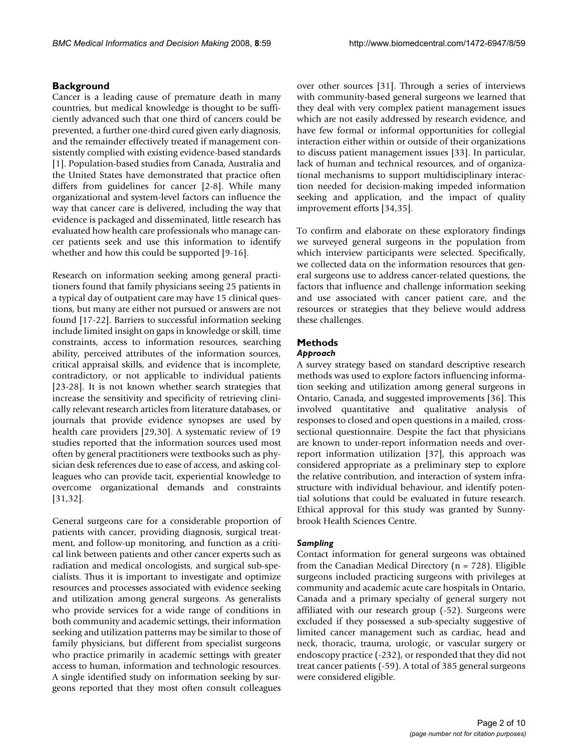## Background

Cancer is a leading cause of premature death in many countries, but medical knowledge is thought to be sufficiently advanced such that one third of cancers could be prevented, a further one-third cured given early diagnosis, and the remainder effectively treated if management consistently complied with existing evidence-based standards [1]. Population-based studies from Canada, Australia and the United States have demonstrated that practice often differs from guidelines for cancer [2-8]. While many organizational and system-level factors can influence the way that cancer care is delivered, including the way that evidence is packaged and disseminated, little research has evaluated how health care professionals who manage cancer patients seek and use this information to identify whether and how this could be supported [9-16].

Research on information seeking among general practitioners found that family physicians seeing 25 patients in a typical day of outpatient care may have 15 clinical questions, but many are either not pursued or answers are not found [17-22]. Barriers to successful information seeking include limited insight on gaps in knowledge or skill, time constraints, access to information resources, searching ability, perceived attributes of the information sources, critical appraisal skills, and evidence that is incomplete, contradictory, or not applicable to individual patients [23-28]. It is not known whether search strategies that increase the sensitivity and specificity of retrieving clinically relevant research articles from literature databases, or journals that provide evidence synopses are used by health care providers [29,30]. A systematic review of 19 studies reported that the information sources used most often by general practitioners were textbooks such as physician desk references due to ease of access, and asking colleagues who can provide tacit, experiential knowledge to overcome organizational demands and constraints [31,32].

General surgeons care for a considerable proportion of patients with cancer, providing diagnosis, surgical treatment, and follow-up monitoring, and function as a critical link between patients and other cancer experts such as radiation and medical oncologists, and surgical sub-specialists. Thus it is important to investigate and optimize resources and processes associated with evidence seeking and utilization among general surgeons. As generalists who provide services for a wide range of conditions in both community and academic settings, their information seeking and utilization patterns may be similar to those of family physicians, but different from specialist surgeons who practice primarily in academic settings with greater access to human, information and technologic resources. A single identified study on information seeking by surgeons reported that they most often consult colleagues over other sources [31]. Through a series of interviews with community-based general surgeons we learned that they deal with very complex patient management issues which are not easily addressed by research evidence, and have few formal or informal opportunities for collegial interaction either within or outside of their organizations to discuss patient management issues [33]. In particular, lack of human and technical resources, and of organizational mechanisms to support multidisciplinary interaction needed for decision-making impeded information seeking and application, and the impact of quality improvement efforts [34,35].

To confirm and elaborate on these exploratory findings we surveyed general surgeons in the population from which interview participants were selected. Specifically, we collected data on the information resources that general surgeons use to address cancer-related questions, the factors that influence and challenge information seeking and use associated with cancer patient care, and the resources or strategies that they believe would address these challenges.

## Methods

### *Approach*

A survey strategy based on standard descriptive research methods was used to explore factors influencing information seeking and utilization among general surgeons in Ontario, Canada, and suggested improvements [36]. This involved quantitative and qualitative analysis of responses to closed and open questions in a mailed, cross-sectional questionnaire. Despite the fact that physicians are known to under-report information needs and over-report information utilization [37], this approach was considered appropriate as a preliminary step to explore the relative contribution, and interaction of system infrastructure with individual behaviour, and identify potential solutions that could be evaluated in future research. Ethical approval for this study was granted by Sunnybrook Health Sciences Centre.

### *Sampling*

Contact information for general surgeons was obtained from the Canadian Medical Directory (n = 728). Eligible surgeons included practicing surgeons with privileges at community and academic acute care hospitals in Ontario, Canada and a primary specialty of general surgery not affiliated with our research group (-52). Surgeons were excluded if they possessed a sub-specialty suggestive of limited cancer management such as cardiac, head and neck, thoracic, trauma, urologic, or vascular surgery or endoscopy practice (-232), or responded that they did not treat cancer patients (-59). A total of 385 general surgeons were considered eligible.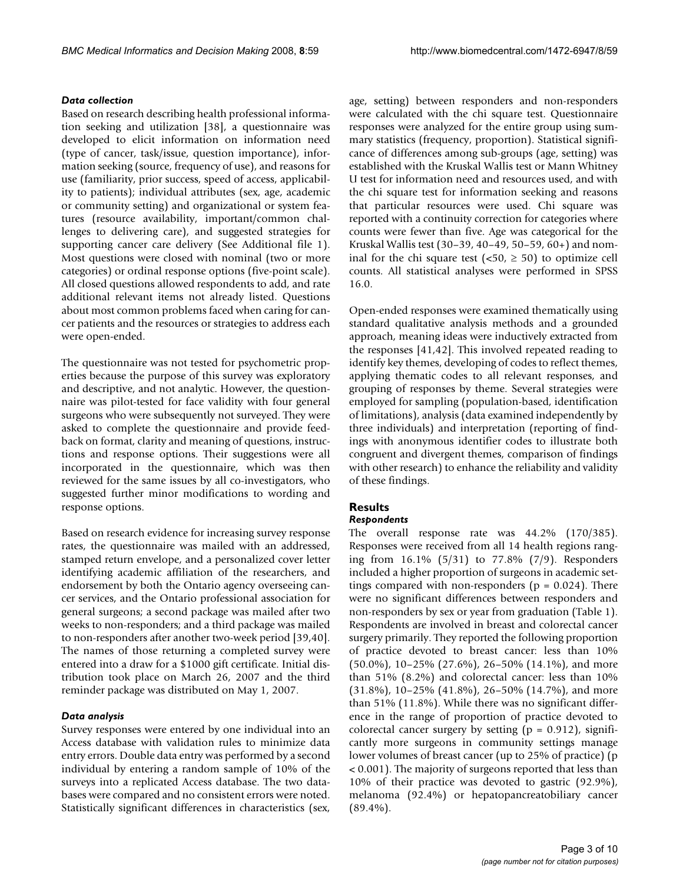### *Data collection*

Based on research describing health professional information seeking and utilization [38], a questionnaire was developed to elicit information on information need (type of cancer, task/issue, question importance), information seeking (source, frequency of use), and reasons for use (familiarity, prior success, speed of access, applicability to patients); individual attributes (sex, age, academic or community setting) and organizational or system features (resource availability, important/common challenges to delivering care), and suggested strategies for supporting cancer care delivery (See Additional file 1). Most questions were closed with nominal (two or more categories) or ordinal response options (five-point scale). All closed questions allowed respondents to add, and rate additional relevant items not already listed. Questions about most common problems faced when caring for cancer patients and the resources or strategies to address each were open-ended.

The questionnaire was not tested for psychometric properties because the purpose of this survey was exploratory and descriptive, and not analytic. However, the questionnaire was pilot-tested for face validity with four general surgeons who were subsequently not surveyed. They were asked to complete the questionnaire and provide feedback on format, clarity and meaning of questions, instructions and response options. Their suggestions were all incorporated in the questionnaire, which was then reviewed for the same issues by all co-investigators, who suggested further minor modifications to wording and response options.

Based on research evidence for increasing survey response rates, the questionnaire was mailed with an addressed, stamped return envelope, and a personalized cover letter identifying academic affiliation of the researchers, and endorsement by both the Ontario agency overseeing cancer services, and the Ontario professional association for general surgeons; a second package was mailed after two weeks to non-responders; and a third package was mailed to non-responders after another two-week period [39,40]. The names of those returning a completed survey were entered into a draw for a $1000 gift certificate. Initial distribution took place on March 26, 2007 and the third reminder package was distributed on May 1, 2007.

### *Data analysis*

Survey responses were entered by one individual into an Access database with validation rules to minimize data entry errors. Double data entry was performed by a second individual by entering a random sample of 10% of the surveys into a replicated Access database. The two databases were compared and no consistent errors were noted. Statistically significant differences in characteristics (sex, age, setting) between responders and non-responders were calculated with the chi square test. Questionnaire responses were analyzed for the entire group using summary statistics (frequency, proportion). Statistical significance of differences among sub-groups (age, setting) was established with the Kruskal Wallis test or Mann Whitney U test for information need and resources used, and with the chi square test for information seeking and reasons that particular resources were used. Chi square was reported with a continuity correction for categories where counts were fewer than five. Age was categorical for the Kruskal Wallis test (30–39, 40–49, 50–59, 60+) and nominal for the chi square test ($<50$, $\geq 50$) to optimize cell counts. All statistical analyses were performed in SPSS 16.0.

Open-ended responses were examined thematically using standard qualitative analysis methods and a grounded approach, meaning ideas were inductively extracted from the responses [41,42]. This involved repeated reading to identify key themes, developing of codes to reflect themes, applying thematic codes to all relevant responses, and grouping of responses by theme. Several strategies were employed for sampling (population-based, identification of limitations), analysis (data examined independently by three individuals) and interpretation (reporting of findings with anonymous identifier codes to illustrate both congruent and divergent themes, comparison of findings with other research) to enhance the reliability and validity of these findings.

## Results

### *Respondents*

The overall response rate was 44.2% (170/385). Responses were received from all 14 health regions ranging from 16.1% (5/31) to 77.8% (7/9). Responders included a higher proportion of surgeons in academic settings compared with non-responders ($p = 0.024$). There were no significant differences between responders and non-responders by sex or year from graduation (Table 1). Respondents are involved in breast and colorectal cancer surgery primarily. They reported the following proportion of practice devoted to breast cancer: less than 10% (50.0%), 10–25% (27.6%), 26–50% (14.1%), and more than 51% (8.2%) and colorectal cancer: less than 10% (31.8%), 10–25% (41.8%), 26–50% (14.7%), and more than 51% (11.8%). While there was no significant difference in the range of proportion of practice devoted to colorectal cancer surgery by setting ($p = 0.912$), significantly more surgeons in community settings manage lower volumes of breast cancer (up to 25% of practice) ($p < 0.001$). The majority of surgeons reported that less than 10% of their practice was devoted to gastric (92.9%), melanoma (92.4%) or hepatopancreatobiliary cancer (89.4%).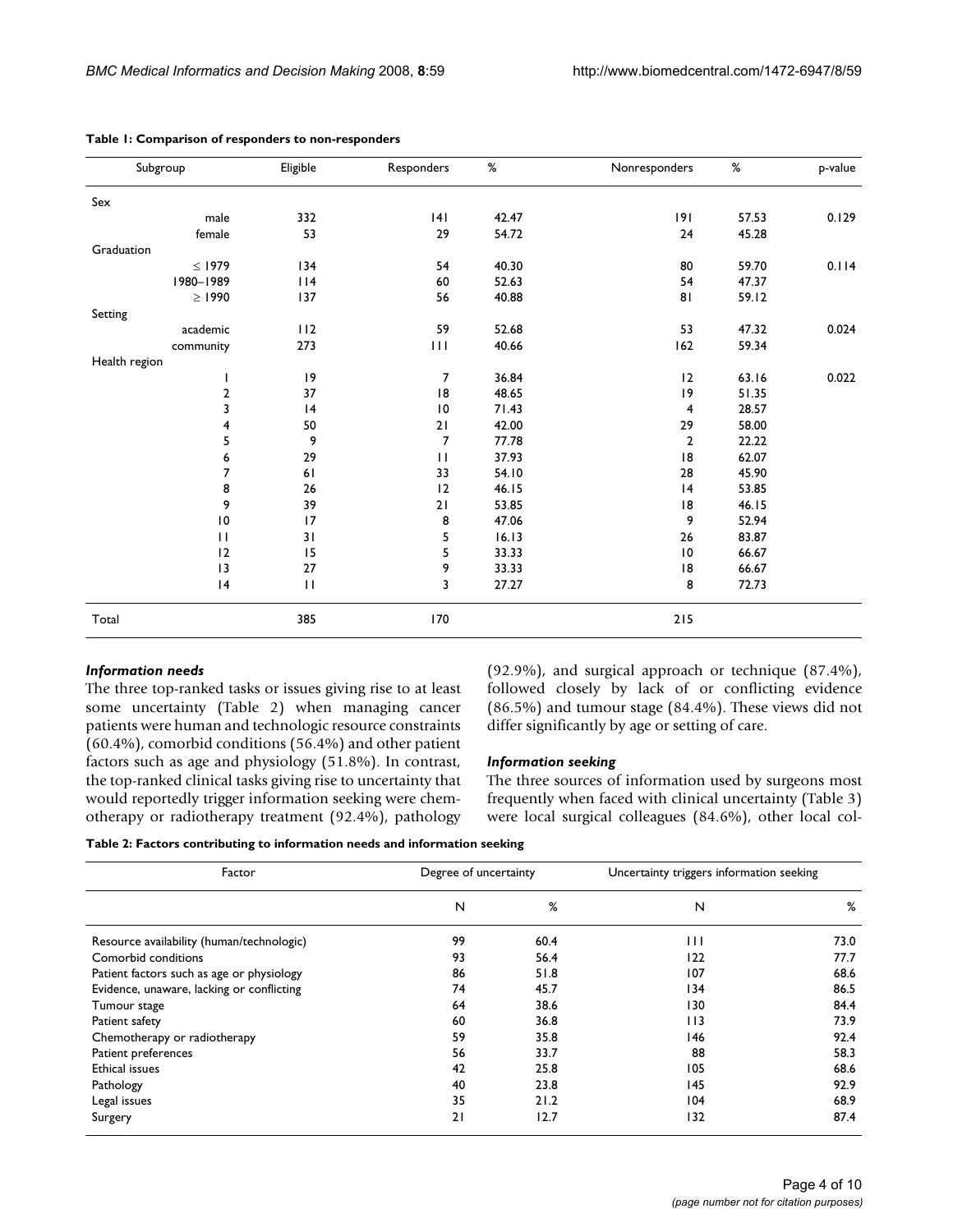**Table 1: Comparison of responders to non-responders**

| Subgroup | Eligible | Responders | % | Nonresponders | % | p-value |
| --- | --- | --- | --- | --- | --- | --- |
| Sex | | | | | | |
| male | 332 | 141 | 42.47 | 191 | 57.53 | 0.129 |
| female | 53 | 29 | 54.72 | 24 | 45.28 | |
| Graduation | | | | | | |
| ≤ 1979 | 134 | 54 | 40.30 | 80 | 59.70 | 0.114 |
| 1980–1989 | 114 | 60 | 52.63 | 54 | 47.37 | |
| ≥ 1990 | 137 | 56 | 40.88 | 81 | 59.12 | |
| Setting | | | | | | |
| academic | 112 | 59 | 52.68 | 53 | 47.32 | 0.024 |
| community | 273 | 111 | 40.66 | 162 | 59.34 | |
| Health region | | | | | | |
| 1 | 19 | 7 | 36.84 | 12 | 63.16 | 0.022 |
| 2 | 37 | 18 | 48.65 | 19 | 51.35 | |
| 3 | 14 | 10 | 71.43 | 4 | 28.57 | |
| 4 | 50 | 21 | 42.00 | 29 | 58.00 | |
| 5 | 9 | 7 | 77.78 | 2 | 22.22 | |
| 6 | 29 | 11 | 37.93 | 18 | 62.07 | |
| 7 | 61 | 33 | 54.10 | 28 | 45.90 | |
| 8 | 26 | 12 | 46.15 | 14 | 53.85 | |
| 9 | 39 | 21 | 53.85 | 18 | 46.15 | |
| 10 | 17 | 8 | 47.06 | 9 | 52.94 | |
| 11 | 31 | 5 | 16.13 | 26 | 83.87 | |
| 12 | 15 | 5 | 33.33 | 10 | 66.67 | |
| 13 | 27 | 9 | 33.33 | 18 | 66.67 | |
| 14 | 11 | 3 | 27.27 | 8 | 72.73 | |
| Total | 385 | 170 | | 215 | | |

### *Information needs*

The three top-ranked tasks or issues giving rise to at least some uncertainty (Table 2) when managing cancer patients were human and technologic resource constraints (60.4%), comorbid conditions (56.4%) and other patient factors such as age and physiology (51.8%). In contrast, the top-ranked clinical tasks giving rise to uncertainty that would reportedly trigger information seeking were chemotherapy or radiotherapy treatment (92.4%), pathology (92.9%), and surgical approach or technique (87.4%), followed closely by lack of or conflicting evidence (86.5%) and tumour stage (84.4%). These views did not differ significantly by age or setting of care.

### *Information seeking*

The three sources of information used by surgeons most frequently when faced with clinical uncertainty (Table 3) were local surgical colleagues (84.6%), other local col-

**Table 2: Factors contributing to information needs and information seeking**

| Factor | Degree of uncertainty | | Uncertainty triggers information seeking | |
| --- | --- | --- | --- | --- |
| | N | % | N | % |
| Resource availability (human/technologic) | 99 | 60.4 | 111 | 73.0 |
| Comorbid conditions | 93 | 56.4 | 122 | 77.7 |
| Patient factors such as age or physiology | 86 | 51.8 | 107 | 68.6 |
| Evidence, unaware, lacking or conflicting | 74 | 45.7 | 134 | 86.5 |
| Tumour stage | 64 | 38.6 | 130 | 84.4 |
| Patient safety | 60 | 36.8 | 113 | 73.9 |
| Chemotherapy or radiotherapy | 59 | 35.8 | 146 | 92.4 |
| Patient preferences | 56 | 33.7 | 88 | 58.3 |
| Ethical issues | 42 | 25.8 | 105 | 68.6 |
| Pathology | 40 | 23.8 | 145 | 92.9 |
| Legal issues | 35 | 21.2 | 104 | 68.9 |
| Surgery | 21 | 12.7 | 132 | 87.4 |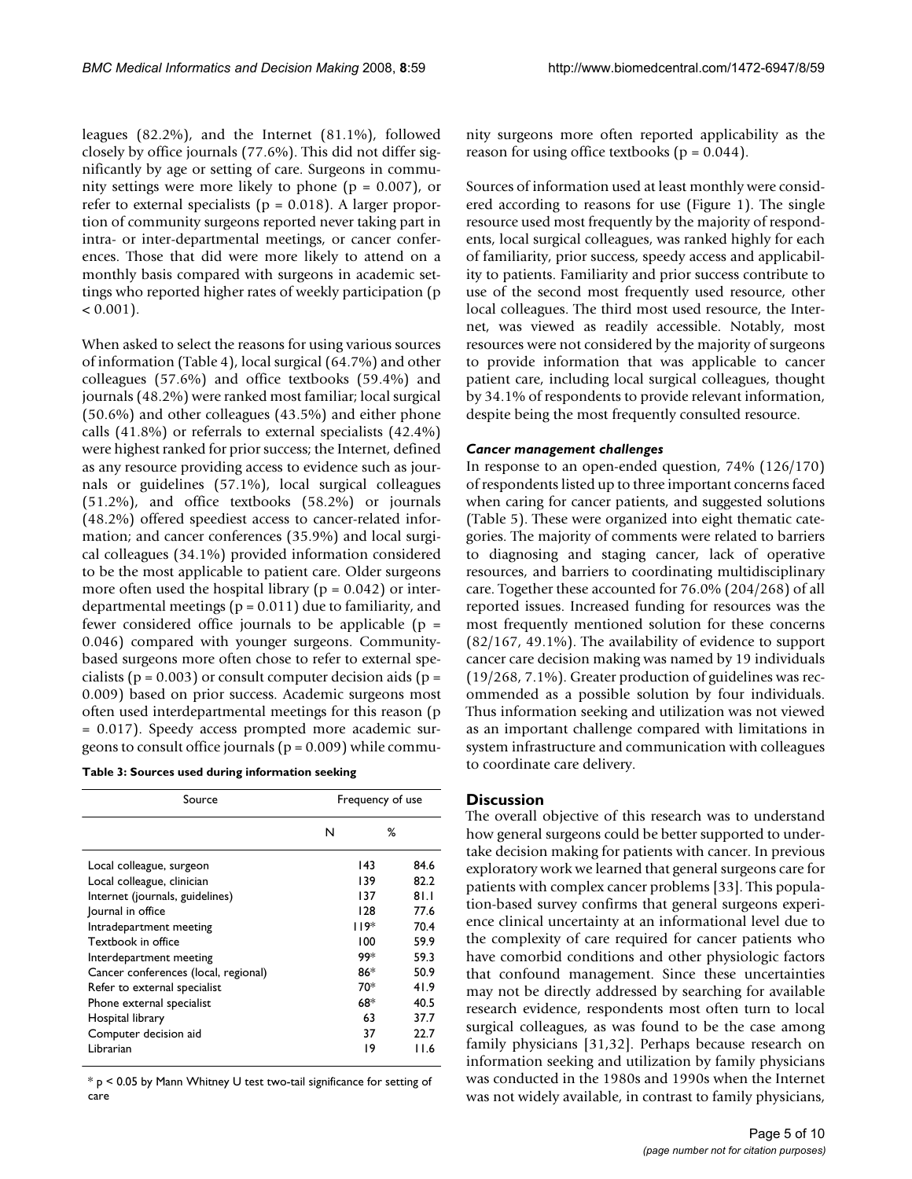leagues (82.2%), and the Internet (81.1%), followed closely by office journals (77.6%). This did not differ significantly by age or setting of care. Surgeons in community settings were more likely to phone ($p = 0.007$), or refer to external specialists ($p = 0.018$). A larger proportion of community surgeons reported never taking part in intra- or inter-departmental meetings, or cancer conferences. Those that did were more likely to attend on a monthly basis compared with surgeons in academic settings who reported higher rates of weekly participation ($p < 0.001$).

When asked to select the reasons for using various sources of information (Table 4), local surgical (64.7%) and other colleagues (57.6%) and office textbooks (59.4%) and journals (48.2%) were ranked most familiar; local surgical (50.6%) and other colleagues (43.5%) and either phone calls (41.8%) or referrals to external specialists (42.4%) were highest ranked for prior success; the Internet, defined as any resource providing access to evidence such as journals or guidelines (57.1%), local surgical colleagues (51.2%), and office textbooks (58.2%) or journals (48.2%) offered speediest access to cancer-related information; and cancer conferences (35.9%) and local surgical colleagues (34.1%) provided information considered to be the most applicable to patient care. Older surgeons more often used the hospital library ($p = 0.042$) or interdepartmental meetings ($p = 0.011$) due to familiarity, and fewer considered office journals to be applicable ($p = 0.046$) compared with younger surgeons. Community-based surgeons more often chose to refer to external specialists ($p = 0.003$) or consult computer decision aids ($p = 0.009$) based on prior success. Academic surgeons most often used interdepartmental meetings for this reason ($p = 0.017$). Speedy access prompted more academic surgeons to consult office journals ($p = 0.009$) while community surgeons more often reported applicability as the reason for using office textbooks ($p = 0.044$).

**Table 3: Sources used during information seeking**

| Source | Frequency of use | |
|---|---|---|
| | N | % |
| Local colleague, surgeon | 143 | 84.6 |
| Local colleague, clinician | 139 | 82.2 |
| Internet (journals, guidelines) | 137 | 81.1 |
| Journal in office | 128 | 77.6 |
| Intradepartment meeting | 119* | 70.4 |
| Textbook in office | 100 | 59.9 |
| Interdepartment meeting | 99* | 59.3 |
| Cancer conferences (local, regional) | 86* | 50.9 |
| Refer to external specialist | 70* | 41.9 |
| Phone external specialist | 68* | 40.5 |
| Hospital library | 63 | 37.7 |
| Computer decision aid | 37 | 22.7 |
| Librarian | 19 | 11.6 |

* $p < 0.05$ by Mann Whitney U test two-tail significance for setting of care

Sources of information used at least monthly were considered according to reasons for use (Figure 1). The single resource used most frequently by the majority of respondents, local surgical colleagues, was ranked highly for each of familiarity, prior success, speedy access and applicability to patients. Familiarity and prior success contribute to use of the second most frequently used resource, other local colleagues. The third most used resource, the Internet, was viewed as readily accessible. Notably, most resources were not considered by the majority of surgeons to provide information that was applicable to cancer patient care, including local surgical colleagues, thought by 34.1% of respondents to provide relevant information, despite being the most frequently consulted resource.

### *Cancer management challenges*

In response to an open-ended question, 74% (126/170) of respondents listed up to three important concerns faced when caring for cancer patients, and suggested solutions (Table 5). These were organized into eight thematic categories. The majority of comments were related to barriers to diagnosing and staging cancer, lack of operative resources, and barriers to coordinating multidisciplinary care. Together these accounted for 76.0% (204/268) of all reported issues. Increased funding for resources was the most frequently mentioned solution for these concerns (82/167, 49.1%). The availability of evidence to support cancer care decision making was named by 19 individuals (19/268, 7.1%). Greater production of guidelines was recommended as a possible solution by four individuals. Thus information seeking and utilization was not viewed as an important challenge compared with limitations in system infrastructure and communication with colleagues to coordinate care delivery.

## Discussion

The overall objective of this research was to understand how general surgeons could be better supported to undertake decision making for patients with cancer. In previous exploratory work we learned that general surgeons care for patients with complex cancer problems [33]. This population-based survey confirms that general surgeons experience clinical uncertainty at an informational level due to the complexity of care required for cancer patients who have comorbid conditions and other physiologic factors that confound management. Since these uncertainties may not be directly addressed by searching for available research evidence, respondents most often turn to local surgical colleagues, as was found to be the case among family physicians [31,32]. Perhaps because research on information seeking and utilization by family physicians was conducted in the 1980s and 1990s when the Internet was not widely available, in contrast to family physicians,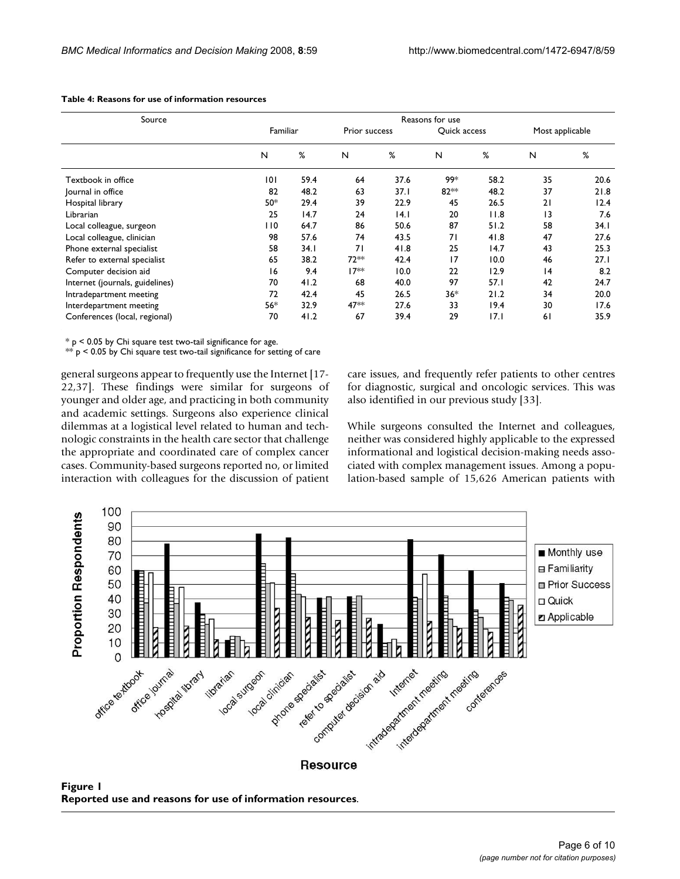**Table 4: Reasons for use of information resources**

| Source | Reasons for use | | | | | | | |
|---|---|---|---|---|---|---|---|---|
| | Familiar | | Prior success | | Quick access | | Most applicable | |
| | N | % | N | % | N | % | N | % |
| Textbook in office | 101 | 59.4 | 64 | 37.6 | 99* | 58.2 | 35 | 20.6 |
| Journal in office | 82 | 48.2 | 63 | 37.1 | 82** | 48.2 | 37 | 21.8 |
| Hospital library | 50* | 29.4 | 39 | 22.9 | 45 | 26.5 | 21 | 12.4 |
| Librarian | 25 | 14.7 | 24 | 14.1 | 20 | 11.8 | 13 | 7.6 |
| Local colleague, surgeon | 110 | 64.7 | 86 | 50.6 | 87 | 51.2 | 58 | 34.1 |
| Local colleague, clinician | 98 | 57.6 | 74 | 43.5 | 71 | 41.8 | 47 | 27.6 |
| Phone external specialist | 58 | 34.1 | 71 | 41.8 | 25 | 14.7 | 43 | 25.3 |
| Refer to external specialist | 65 | 38.2 | 72** | 42.4 | 17 | 10.0 | 46 | 27.1 |
| Computer decision aid | 16 | 9.4 | 17** | 10.0 | 22 | 12.9 | 14 | 8.2 |
| Internet (journals, guidelines) | 70 | 41.2 | 68 | 40.0 | 97 | 57.1 | 42 | 24.7 |
| Intradepartment meeting | 72 | 42.4 | 45 | 26.5 | 36* | 21.2 | 34 | 20.0 |
| Interdepartment meeting | 56* | 32.9 | 47** | 27.6 | 33 | 19.4 | 30 | 17.6 |
| Conferences (local, regional) | 70 | 41.2 | 67 | 39.4 | 29 | 17.1 | 61 | 35.9 |

\* $p < 0.05$ by Chi square test two-tail significance for age.
\*\* $p < 0.05$ by Chi square test two-tail significance for setting of care

general surgeons appear to frequently use the Internet [17-22,37]. These findings were similar for surgeons of younger and older age, and practicing in both community and academic settings. Surgeons also experience clinical dilemmas at a logistical level related to human and technologic constraints in the health care sector that challenge the appropriate and coordinated care of complex cancer cases. Community-based surgeons reported no, or limited interaction with colleagues for the discussion of patient care issues, and frequently refer patients to other centres for diagnostic, surgical and oncologic services. This was also identified in our previous study [33].

While surgeons consulted the Internet and colleagues, neither was considered highly applicable to the expressed informational and logistical decision-making needs associated with complex management issues. Among a population-based sample of 15,626 American patients with

**Figure 1**
**Reported use and reasons for use of information resources**.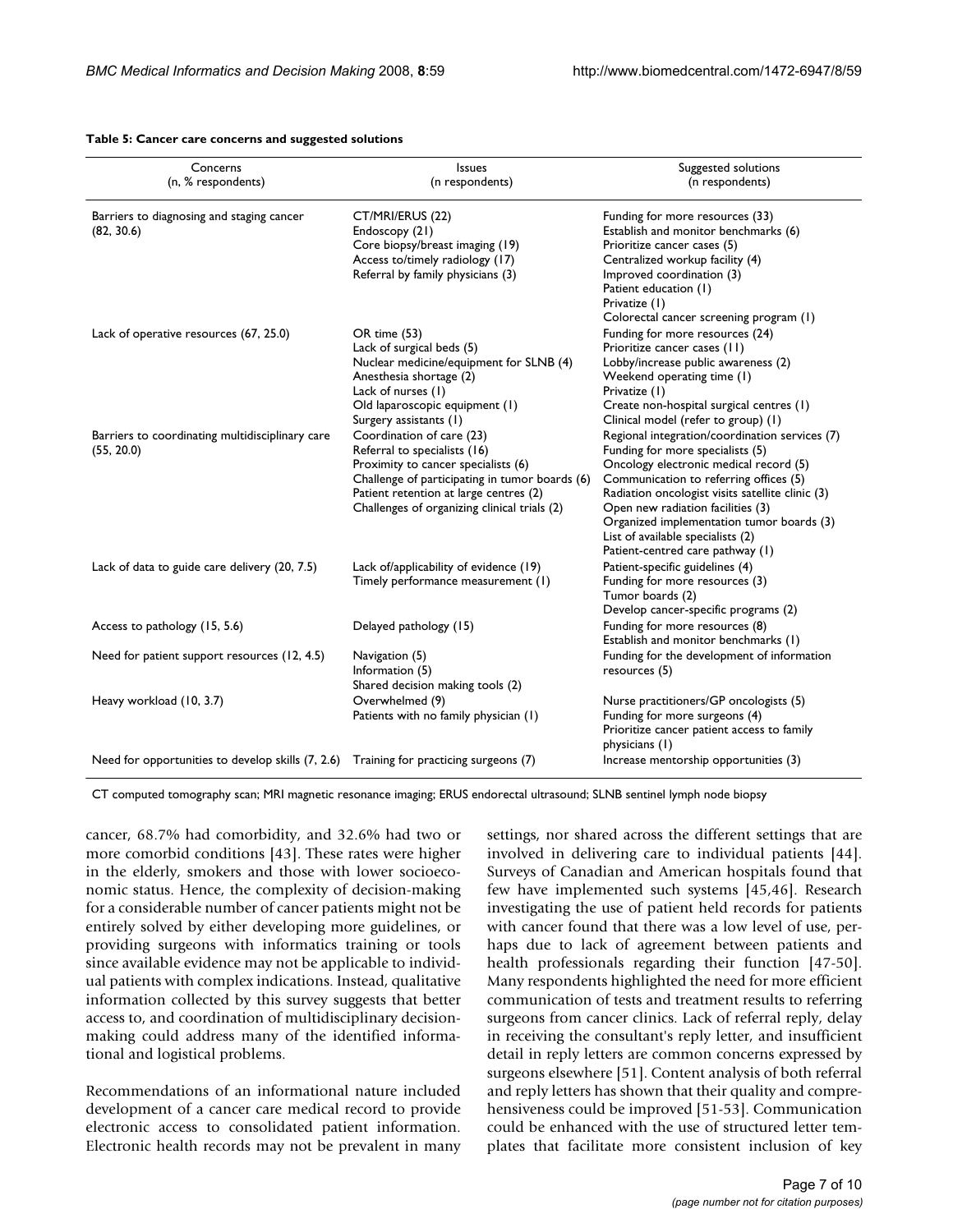**Table 5: Cancer care concerns and suggested solutions**

| Concerns (n, % respondents) | Issues (n respondents) | Suggested solutions (n respondents) |
|---|---|---|
| Barriers to diagnosing and staging cancer (82, 30.6) | CT/MRI/ERUS (22)<br>Endoscopy (21)<br>Core biopsy/breast imaging (19)<br>Access to/timely radiology (17)<br>Referral by family physicians (3) | Funding for more resources (33)<br>Establish and monitor benchmarks (6)<br>Prioritize cancer cases (5)<br>Centralized workup facility (4)<br>Improved coordination (3)<br>Patient education (1)<br>Privatize (1)<br>Colorectal cancer screening program (1) |
| Lack of operative resources (67, 25.0) | OR time (53)<br>Lack of surgical beds (5)<br>Nuclear medicine/equipment for SLNB (4)<br>Anesthesia shortage (2)<br>Lack of nurses (1)<br>Old laparoscopic equipment (1)<br>Surgery assistants (1) | Funding for more resources (24)<br>Prioritize cancer cases (11)<br>Lobby/increase public awareness (2)<br>Weekend operating time (1)<br>Privatize (1)<br>Create non-hospital surgical centres (1)<br>Clinical model (refer to group) (1) |
| Barriers to coordinating multidisciplinary care (55, 20.0) | Coordination of care (23)<br>Referral to specialists (16)<br>Proximity to cancer specialists (6)<br>Challenge of participating in tumor boards (6)<br>Patient retention at large centres (2)<br>Challenges of organizing clinical trials (2) | Regional integration/coordination services (7)<br>Funding for more specialists (5)<br>Oncology electronic medical record (5)<br>Communication to referring offices (5)<br>Radiation oncologist visits satellite clinic (3)<br>Open new radiation facilities (3)<br>Organized implementation tumor boards (3)<br>List of available specialists (2)<br>Patient-centred care pathway (1) |
| Lack of data to guide care delivery (20, 7.5) | Lack of/applicability of evidence (19)<br>Timely performance measurement (1) | Patient-specific guidelines (4)<br>Funding for more resources (3)<br>Tumor boards (2)<br>Develop cancer-specific programs (2) |
| Access to pathology (15, 5.6) | Delayed pathology (15) | Funding for more resources (8)<br>Establish and monitor benchmarks (1) |
| Need for patient support resources (12, 4.5) | Navigation (5)<br>Information (5)<br>Shared decision making tools (2) | Funding for the development of information resources (5) |
| Heavy workload (10, 3.7) | Overwhelmed (9)<br>Patients with no family physician (1) | Nurse practitioners/GP oncologists (5)<br>Funding for more surgeons (4)<br>Prioritize cancer patient access to family physicians (1) |
| Need for opportunities to develop skills (7, 2.6) | Training for practicing surgeons (7) | Increase mentorship opportunities (3) |

CT computed tomography scan; MRI magnetic resonance imaging; ERUS endorectal ultrasound; SLNB sentinel lymph node biopsy

cancer, 68.7% had comorbidity, and 32.6% had two or more comorbid conditions [43]. These rates were higher in the elderly, smokers and those with lower socioeconomic status. Hence, the complexity of decision-making for a considerable number of cancer patients might not be entirely solved by either developing more guidelines, or providing surgeons with informatics training or tools since available evidence may not be applicable to individual patients with complex indications. Instead, qualitative information collected by this survey suggests that better access to, and coordination of multidisciplinary decision-making could address many of the identified informational and logistical problems.

Recommendations of an informational nature included development of a cancer care medical record to provide electronic access to consolidated patient information. Electronic health records may not be prevalent in many settings, nor shared across the different settings that are involved in delivering care to individual patients [44]. Surveys of Canadian and American hospitals found that few have implemented such systems [45,46]. Research investigating the use of patient held records for patients with cancer found that there was a low level of use, perhaps due to lack of agreement between patients and health professionals regarding their function [47-50]. Many respondents highlighted the need for more efficient communication of tests and treatment results to referring surgeons from cancer clinics. Lack of referral reply, delay in receiving the consultant's reply letter, and insufficient detail in reply letters are common concerns expressed by surgeons elsewhere [51]. Content analysis of both referral and reply letters has shown that their quality and comprehensiveness could be improved [51-53]. Communication could be enhanced with the use of structured letter templates that facilitate more consistent inclusion of key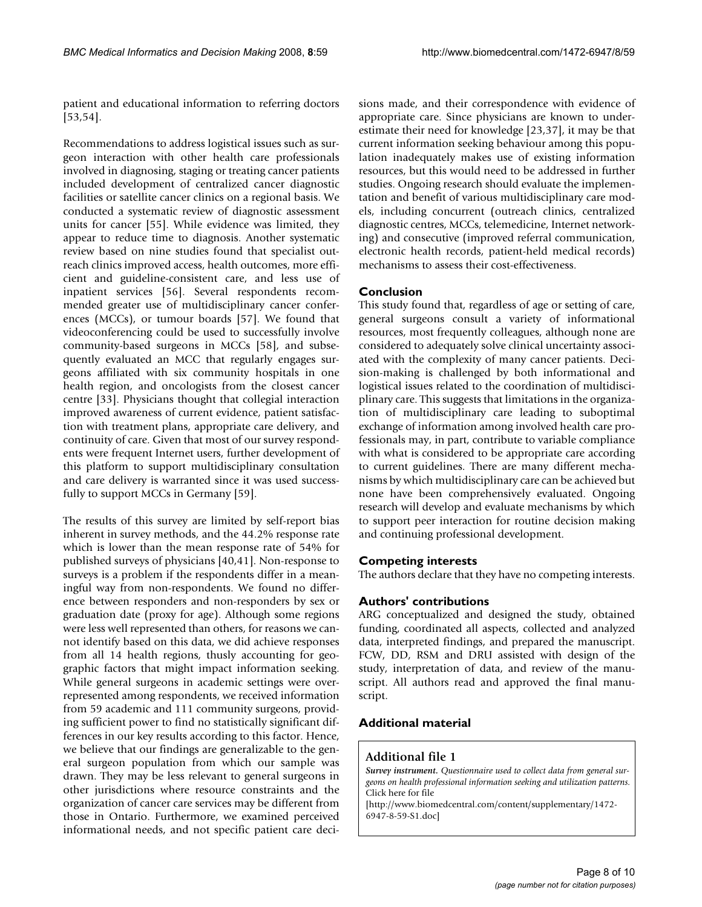patient and educational information to referring doctors [53,54].

Recommendations to address logistical issues such as surgeon interaction with other health care professionals involved in diagnosing, staging or treating cancer patients included development of centralized cancer diagnostic facilities or satellite cancer clinics on a regional basis. We conducted a systematic review of diagnostic assessment units for cancer [55]. While evidence was limited, they appear to reduce time to diagnosis. Another systematic review based on nine studies found that specialist outreach clinics improved access, health outcomes, more efficient and guideline-consistent care, and less use of inpatient services [56]. Several respondents recommended greater use of multidisciplinary cancer conferences (MCCs), or tumour boards [57]. We found that videoconferencing could be used to successfully involve community-based surgeons in MCCs [58], and subsequently evaluated an MCC that regularly engages surgeons affiliated with six community hospitals in one health region, and oncologists from the closest cancer centre [33]. Physicians thought that collegial interaction improved awareness of current evidence, patient satisfaction with treatment plans, appropriate care delivery, and continuity of care. Given that most of our survey respondents were frequent Internet users, further development of this platform to support multidisciplinary consultation and care delivery is warranted since it was used successfully to support MCCs in Germany [59].

The results of this survey are limited by self-report bias inherent in survey methods, and the 44.2% response rate which is lower than the mean response rate of 54% for published surveys of physicians [40,41]. Non-response to surveys is a problem if the respondents differ in a meaningful way from non-respondents. We found no difference between responders and non-responders by sex or graduation date (proxy for age). Although some regions were less well represented than others, for reasons we cannot identify based on this data, we did achieve responses from all 14 health regions, thusly accounting for geographic factors that might impact information seeking. While general surgeons in academic settings were overrepresented among respondents, we received information from 59 academic and 111 community surgeons, providing sufficient power to find no statistically significant differences in our key results according to this factor. Hence, we believe that our findings are generalizable to the general surgeon population from which our sample was drawn. They may be less relevant to general surgeons in other jurisdictions where resource constraints and the organization of cancer care services may be different from those in Ontario. Furthermore, we examined perceived informational needs, and not specific patient care decisions made, and their correspondence with evidence of appropriate care. Since physicians are known to underestimate their need for knowledge [23,37], it may be that current information seeking behaviour among this population inadequately makes use of existing information resources, but this would need to be addressed in further studies. Ongoing research should evaluate the implementation and benefit of various multidisciplinary care models, including concurrent (outreach clinics, centralized diagnostic centres, MCCs, telemedicine, Internet networking) and consecutive (improved referral communication, electronic health records, patient-held medical records) mechanisms to assess their cost-effectiveness.

## Conclusion

This study found that, regardless of age or setting of care, general surgeons consult a variety of informational resources, most frequently colleagues, although none are considered to adequately solve clinical uncertainty associated with the complexity of many cancer patients. Decision-making is challenged by both informational and logistical issues related to the coordination of multidisciplinary care. This suggests that limitations in the organization of multidisciplinary care leading to suboptimal exchange of information among involved health care professionals may, in part, contribute to variable compliance with what is considered to be appropriate care according to current guidelines. There are many different mechanisms by which multidisciplinary care can be achieved but none have been comprehensively evaluated. Ongoing research will develop and evaluate mechanisms by which to support peer interaction for routine decision making and continuing professional development.

## Competing interests

The authors declare that they have no competing interests.

## Authors' contributions

ARG conceptualized and designed the study, obtained funding, coordinated all aspects, collected and analyzed data, interpreted findings, and prepared the manuscript. FCW, DD, RSM and DRU assisted with design of the study, interpretation of data, and review of the manuscript. All authors read and approved the final manuscript.

## Additional material

### Additional file 1

***Survey instrument.*** *Questionnaire used to collect data from general surgeons on health professional information seeking and utilization patterns.*
Click here for file
[http://www.biomedcentral.com/content/supplementary/1472-6947-8-59-S1.doc]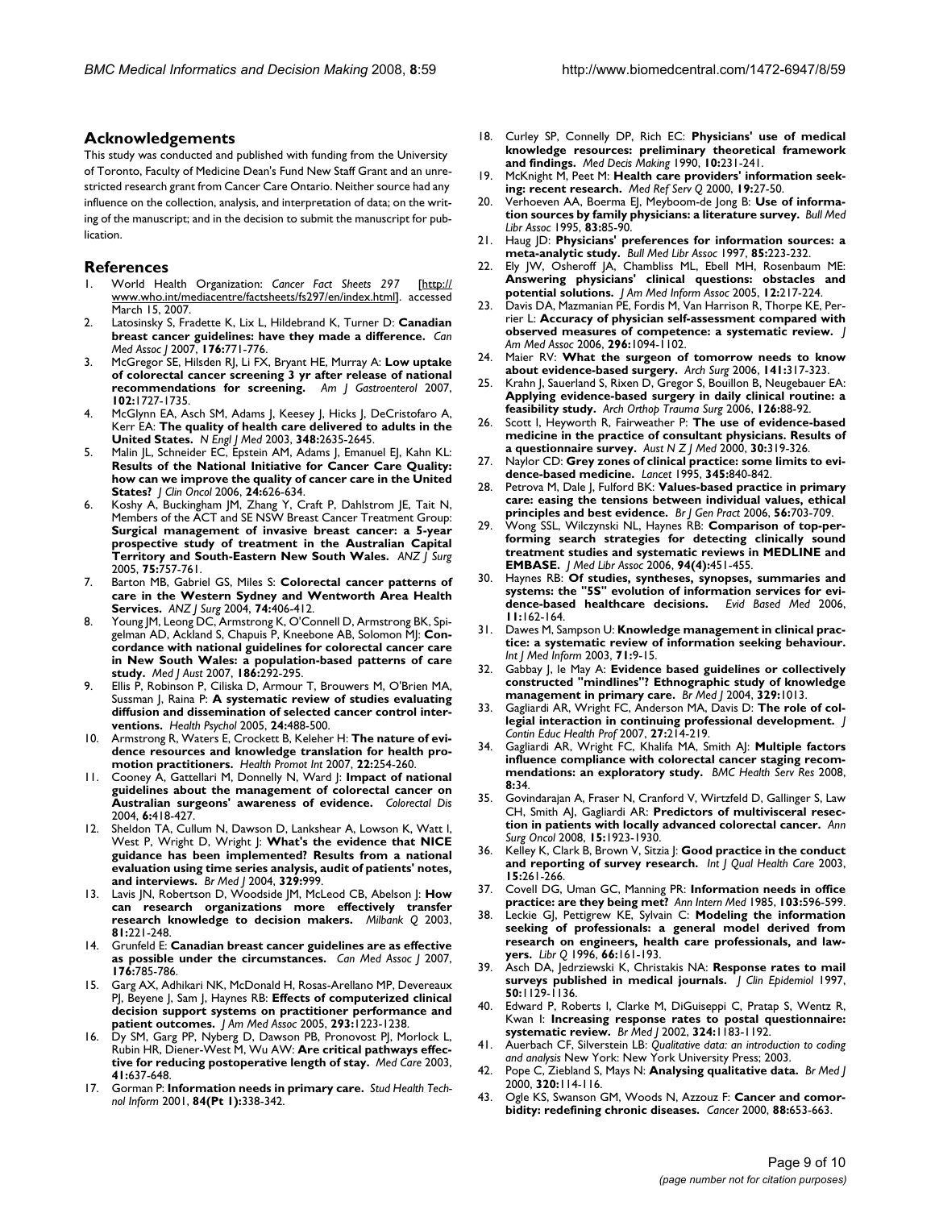## Acknowledgements

This study was conducted and published with funding from the University of Toronto, Faculty of Medicine Dean's Fund New Staff Grant and an unrestricted research grant from Cancer Care Ontario. Neither source had any influence on the collection, analysis, and interpretation of data; on the writing of the manuscript; and in the decision to submit the manuscript for publication.

## References

1. World Health Organization: *Cancer Fact Sheets 297* [http://www.who.int/mediacentre/factsheets/fs297/en/index.html]. accessed March 15, 2007.
2. Latosinsky S, Fradette K, Lix L, Hildebrand K, Turner D: **Canadian breast cancer guidelines: have they made a difference.** *Can Med Assoc J* 2007, **176:**771-776.
3. McGregor SE, Hilsden RJ, Li FX, Bryant HE, Murray A: **Low uptake of colorectal cancer screening 3 yr after release of national recommendations for screening.** *Am J Gastroenterol* 2007, **102:**1727-1735.
4. McGlynn EA, Asch SM, Adams J, Keesey J, Hicks J, DeCristofaro A, Kerr EA: **The quality of health care delivered to adults in the United States.** *N Engl J Med* 2003, **348:**2635-2645.
5. Malin JL, Schneider EC, Epstein AM, Adams J, Emanuel EJ, Kahn KL: **Results of the National Initiative for Cancer Care Quality: how can we improve the quality of cancer care in the United States?** *J Clin Oncol* 2006, **24:**626-634.
6. Koshy A, Buckingham JM, Zhang Y, Craft P, Dahlstrom JE, Tait N, Members of the ACT and SE NSW Breast Cancer Treatment Group: **Surgical management of invasive breast cancer: a 5-year prospective study of treatment in the Australian Capital Territory and South-Eastern New South Wales.** *ANZ J Surg* 2005, **75:**757-761.
7. Barton MB, Gabriel GS, Miles S: **Colorectal cancer patterns of care in the Western Sydney and Wentworth Area Health Services.** *ANZ J Surg* 2004, **74:**406-412.
8. Young JM, Leong DC, Armstrong K, O'Connell D, Armstrong BK, Spigelman AD, Ackland S, Chapuis P, Kneebone AB, Solomon MJ: **Concordance with national guidelines for colorectal cancer care in New South Wales: a population-based patterns of care study.** *Med J Aust* 2007, **186:**292-295.
9. Ellis P, Robinson P, Ciliska D, Armour T, Brouwers M, O'Brien MA, Sussman J, Raina P: **A systematic review of studies evaluating diffusion and dissemination of selected cancer control interventions.** *Health Psychol* 2005, **24:**488-500.
10. Armstrong R, Waters E, Crockett B, Keleher H: **The nature of evidence resources and knowledge translation for health promotion practitioners.** *Health Promot Int* 2007, **22:**254-260.
11. Cooney A, Gattellari M, Donnelly N, Ward J: **Impact of national guidelines about the management of colorectal cancer on Australian surgeons' awareness of evidence.** *Colorectal Dis* 2004, **6:**418-427.
12. Sheldon TA, Cullum N, Dawson D, Lankshear A, Lowson K, Watt I, West P, Wright D, Wright J: **What's the evidence that NICE guidance has been implemented? Results from a national evaluation using time series analysis, audit of patients' notes, and interviews.** *Br Med J* 2004, **329:**999.
13. Lavis JN, Robertson D, Woodside JM, McLeod CB, Abelson J: **How can research organizations more effectively transfer research knowledge to decision makers.** *Milbank Q* 2003, **81:**221-248.
14. Grunfeld E: **Canadian breast cancer guidelines are as effective as possible under the circumstances.** *Can Med Assoc J* 2007, **176:**785-786.
15. Garg AX, Adhikari NK, McDonald H, Rosas-Arellano MP, Devereaux PJ, Beyene J, Sam J, Haynes RB: **Effects of computerized clinical decision support systems on practitioner performance and patient outcomes.** *J Am Med Assoc* 2005, **293:**1223-1238.
16. Dy SM, Garg PP, Nyberg D, Dawson PB, Pronovost PJ, Morlock L, Rubin HR, Diener-West M, Wu AW: **Are critical pathways effective for reducing postoperative length of stay.** *Med Care* 2003, **41:**637-648.
17. Gorman P: **Information needs in primary care.** *Stud Health Technol Inform* 2001, **84(Pt 1):**338-342.
18. Curley SP, Connelly DP, Rich EC: **Physicians' use of medical knowledge resources: preliminary theoretical framework and findings.** *Med Decis Making* 1990, **10:**231-241.
19. McKnight M, Peet M: **Health care providers' information seeking: recent research.** *Med Ref Serv Q* 2000, **19:**27-50.
20. Verhoeven AA, Boerma EJ, Meyboom-de Jong B: **Use of information sources by family physicians: a literature survey.** *Bull Med Libr Assoc* 1995, **83:**85-90.
21. Haug JD: **Physicians' preferences for information sources: a meta-analytic study.** *Bull Med Libr Assoc* 1997, **85:**223-232.
22. Ely JW, Osheroff JA, Chambliss ML, Ebell MH, Rosenbaum ME: **Answering physicians' clinical questions: obstacles and potential solutions.** *J Am Med Inform Assoc* 2005, **12:**217-224.
23. Davis DA, Mazmanian PE, Fordis M, Van Harrison R, Thorpe KE, Perrier L: **Accuracy of physician self-assessment compared with observed measures of competence: a systematic review.** *J Am Med Assoc* 2006, **296:**1094-1102.
24. Maier RV: **What the surgeon of tomorrow needs to know about evidence-based surgery.** *Arch Surg* 2006, **141:**317-323.
25. Krahn J, Sauerland S, Rixen D, Gregor S, Bouillon B, Neugebauer EA: **Applying evidence-based surgery in daily clinical routine: a feasibility study.** *Arch Orthop Trauma Surg* 2006, **126:**88-92.
26. Scott I, Heyworth R, Fairweather P: **The use of evidence-based medicine in the practice of consultant physicians. Results of a questionnaire survey.** *Aust N Z J Med* 2000, **30:**319-326.
27. Naylor CD: **Grey zones of clinical practice: some limits to evidence-based medicine.** *Lancet* 1995, **345:**840-842.
28. Petrova M, Dale J, Fulford BK: **Values-based practice in primary care: easing the tensions between individual values, ethical principles and best evidence.** *Br J Gen Pract* 2006, **56:**703-709.
29. Wong SSL, Wilczynski NL, Haynes RB: **Comparison of top-performing search strategies for detecting clinically sound treatment studies and systematic reviews in MEDLINE and EMBASE.** *J Med Libr Assoc* 2006, **94(4):**451-455.
30. Haynes RB: **Of studies, syntheses, synopses, summaries and systems: the "5S" evolution of information services for evidence-based healthcare decisions.** *Evid Based Med* 2006, **11:**162-164.
31. Dawes M, Sampson U: **Knowledge management in clinical practice: a systematic review of information seeking behaviour.** *Int J Med Inform* 2003, **71:**9-15.
32. Gabbay J, le May A: **Evidence based guidelines or collectively constructed "mindlines"? Ethnographic study of knowledge management in primary care.** *Br Med J* 2004, **329:**1013.
33. Gagliardi AR, Wright FC, Anderson MA, Davis D: **The role of collegial interaction in continuing professional development.** *J Contin Educ Health Prof* 2007, **27:**214-219.
34. Gagliardi AR, Wright FC, Khalifa MA, Smith AJ: **Multiple factors influence compliance with colorectal cancer staging recommendations: an exploratory study.** *BMC Health Serv Res* 2008, **8:**34.
35. Govindarajan A, Fraser N, Cranford V, Wirtzfeld D, Gallinger S, Law CH, Smith AJ, Gagliardi AR: **Predictors of multivisceral resection in patients with locally advanced colorectal cancer.** *Ann Surg Oncol* 2008, **15:**1923-1930.
36. Kelley K, Clark B, Brown V, Sitzia J: **Good practice in the conduct and reporting of survey research.** *Int J Qual Health Care* 2003, **15:**261-266.
37. Covell DG, Uman GC, Manning PR: **Information needs in office practice: are they being met?** *Ann Intern Med* 1985, **103:**596-599.
38. Leckie GJ, Pettigrew KE, Sylvain C: **Modeling the information seeking of professionals: a general model derived from research on engineers, health care professionals, and lawyers.** *Libr Q* 1996, **66:**161-193.
39. Asch DA, Jedrziewski K, Christakis NA: **Response rates to mail surveys published in medical journals.** *J Clin Epidemiol* 1997, **50:**1129-1136.
40. Edward P, Roberts I, Clarke M, DiGuiseppi C, Pratap S, Wentz R, Kwan I: **Increasing response rates to postal questionnaire: systematic review.** *Br Med J* 2002, **324:**1183-1192.
41. Auerbach CF, Silverstein LB: *Qualitative data: an introduction to coding and analysis* New York: New York University Press; 2003.
42. Pope C, Ziebland S, Mays N: **Analysing qualitative data.** *Br Med J* 2000, **320:**114-116.
43. Ogle KS, Swanson GM, Woods N, Azzouz F: **Cancer and comorbidity: redefining chronic diseases.** *Cancer* 2000, **88:**653-663.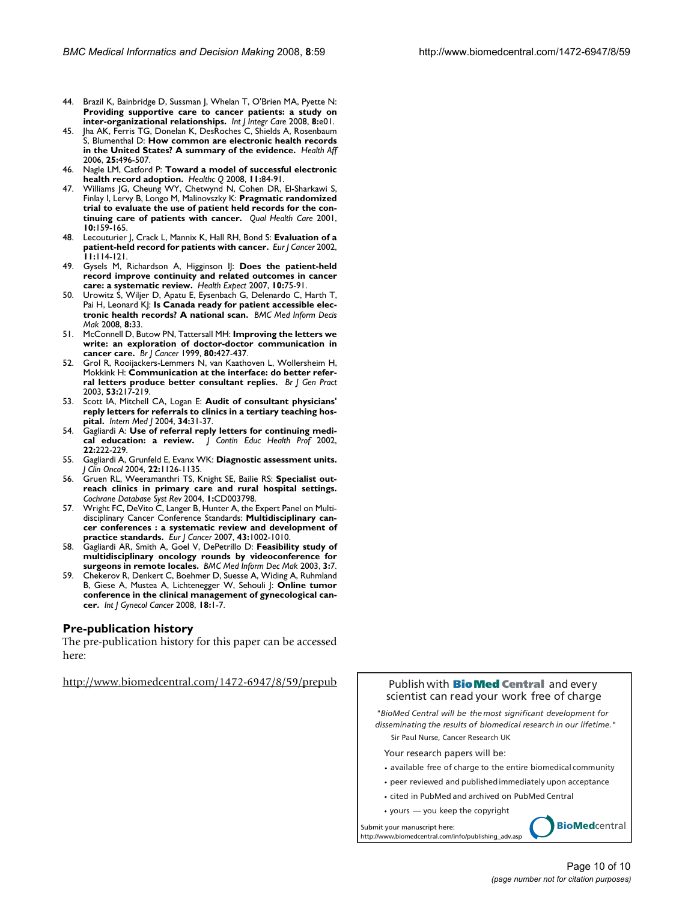44. Brazil K, Bainbridge D, Sussman J, Whelan T, O'Brien MA, Pyette N: **Providing supportive care to cancer patients: a study on inter-organizational relationships.** *Int J Integr Care* 2008, **8:**e01.
45. Jha AK, Ferris TG, Donelan K, DesRoches C, Shields A, Rosenbaum S, Blumenthal D: **How common are electronic health records in the United States? A summary of the evidence.** *Health Aff* 2006, **25:**496-507.
46. Nagle LM, Catford P: **Toward a model of successful electronic health record adoption.** *Healthc Q* 2008, **11:**84-91.
47. Williams JG, Cheung WY, Chetwynd N, Cohen DR, El-Sharkawi S, Finlay I, Lervy B, Longo M, Malinovszky K: **Pragmatic randomized trial to evaluate the use of patient held records for the continuing care of patients with cancer.** *Qual Health Care* 2001, **10:**159-165.
48. Lecouturier J, Crack L, Mannix K, Hall RH, Bond S: **Evaluation of a patient-held record for patients with cancer.** *Eur J Cancer* 2002, **11:**114-121.
49. Gysels M, Richardson A, Higginson IJ: **Does the patient-held record improve continuity and related outcomes in cancer care: a systematic review.** *Health Expect* 2007, **10:**75-91.
50. Urowitz S, Wiljer D, Apatu E, Eysenbach G, Delenardo C, Harth T, Pai H, Leonard KJ: **Is Canada ready for patient accessible electronic health records? A national scan.** *BMC Med Inform Decis Mak* 2008, **8:**33.
51. McConnell D, Butow PN, Tattersall MH: **Improving the letters we write: an exploration of doctor-doctor communication in cancer care.** *Br J Cancer* 1999, **80:**427-437.
52. Grol R, Rooijackers-Lemmers N, van Kaathoven L, Wollersheim H, Mokkink H: **Communication at the interface: do better referral letters produce better consultant replies.** *Br J Gen Pract* 2003, **53:**217-219.
53. Scott IA, Mitchell CA, Logan E: **Audit of consultant physicians' reply letters for referrals to clinics in a tertiary teaching hospital.** *Intern Med J* 2004, **34:**31-37.
54. Gagliardi A: **Use of referral reply letters for continuing medical education: a review.** *J Contin Educ Health Prof* 2002, **22:**222-229.
55. Gagliardi A, Grunfeld E, Evanx WK: **Diagnostic assessment units.** *J Clin Oncol* 2004, **22:**1126-1135.
56. Gruen RL, Weeramanthri TS, Knight SE, Bailie RS: **Specialist outreach clinics in primary care and rural hospital settings.** *Cochrane Database Syst Rev* 2004, **1:**CD003798.
57. Wright FC, DeVito C, Langer B, Hunter A, the Expert Panel on Multidisciplinary Cancer Conference Standards: **Multidisciplinary cancer conferences : a systematic review and development of practice standards.** *Eur J Cancer* 2007, **43:**1002-1010.
58. Gagliardi AR, Smith A, Goel V, DePetrillo D: **Feasibility study of multidisciplinary oncology rounds by videoconference for surgeons in remote locales.** *BMC Med Inform Dec Mak* 2003, **3:**7.
59. Chekerov R, Denkert C, Boehmer D, Suesse A, Widing A, Ruhmland B, Giese A, Mustea A, Lichtenegger W, Sehouli J: **Online tumor conference in the clinical management of gynecological cancer.** *Int J Gynecol Cancer* 2008, **18:**1-7.

## Pre-publication history

The pre-publication history for this paper can be accessed here:

http://www.biomedcentral.com/1472-6947/8/59/prepub

Publish with **BioMed Central** and every scientist can read your work free of charge

*"BioMed Central will be the most significant development for disseminating the results of biomedical research in our lifetime."*

Sir Paul Nurse, Cancer Research UK

Your research papers will be:

- available free of charge to the entire biomedical community
- peer reviewed and published immediately upon acceptance
- cited in PubMed and archived on PubMed Central
- yours — you keep the copyright

Submit your manuscript here:
http://www.biomedcentral.com/info/publishing_adv.asp

**BioMed**central